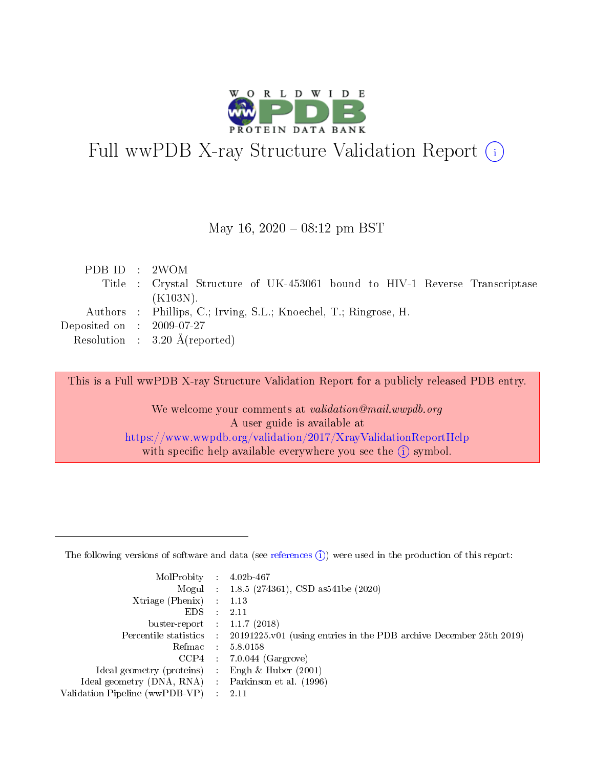# Full wwPDB X-ray Structure Validation Report ⓘ

May 16, 2020 – 08:12 pm BST

| | | |
|---|---|---|
| PDB ID | : | 2WOM |
| Title | : | Crystal Structure of UK-453061 bound to HIV-1 Reverse Transcriptase (K103N). |
| Authors | : | Phillips, C.; Irving, S.L.; Knoechel, T.; Ringrose, H. |
| Deposited on | : | 2009-07-27 |
| Resolution | : | 3.20 Å(reported) |

This is a Full wwPDB X-ray Structure Validation Report for a publicly released PDB entry.

We welcome your comments at *validation@mail.wwpdb.org*
A user guide is available at
https://www.wwpdb.org/validation/2017/XrayValidationReportHelp
with specific help available everywhere you see the ⓘ symbol.

---

The following versions of software and data (see references ⓘ) were used in the production of this report:

| | | |
|---|---|---|
| MolProbity | : | 4.02b-467 |
| Mogul | : | 1.8.5 (274361), CSD as541be (2020) |
| Xtriage (Phenix) | : | 1.13 |
| EDS | : | 2.11 |
| buster-report | : | 1.1.7 (2018) |
| Percentile statistics | : | 20191225.v01 (using entries in the PDB archive December 25th 2019) |
| Refmac | : | 5.8.0158 |
| CCP4 | : | 7.0.044 (Gargrove) |
| Ideal geometry (proteins) | : | Engh & Huber (2001) |
| Ideal geometry (DNA, RNA) | : | Parkinson et al. (1996) |
| Validation Pipeline (wwPDB-VP) | : | 2.11 |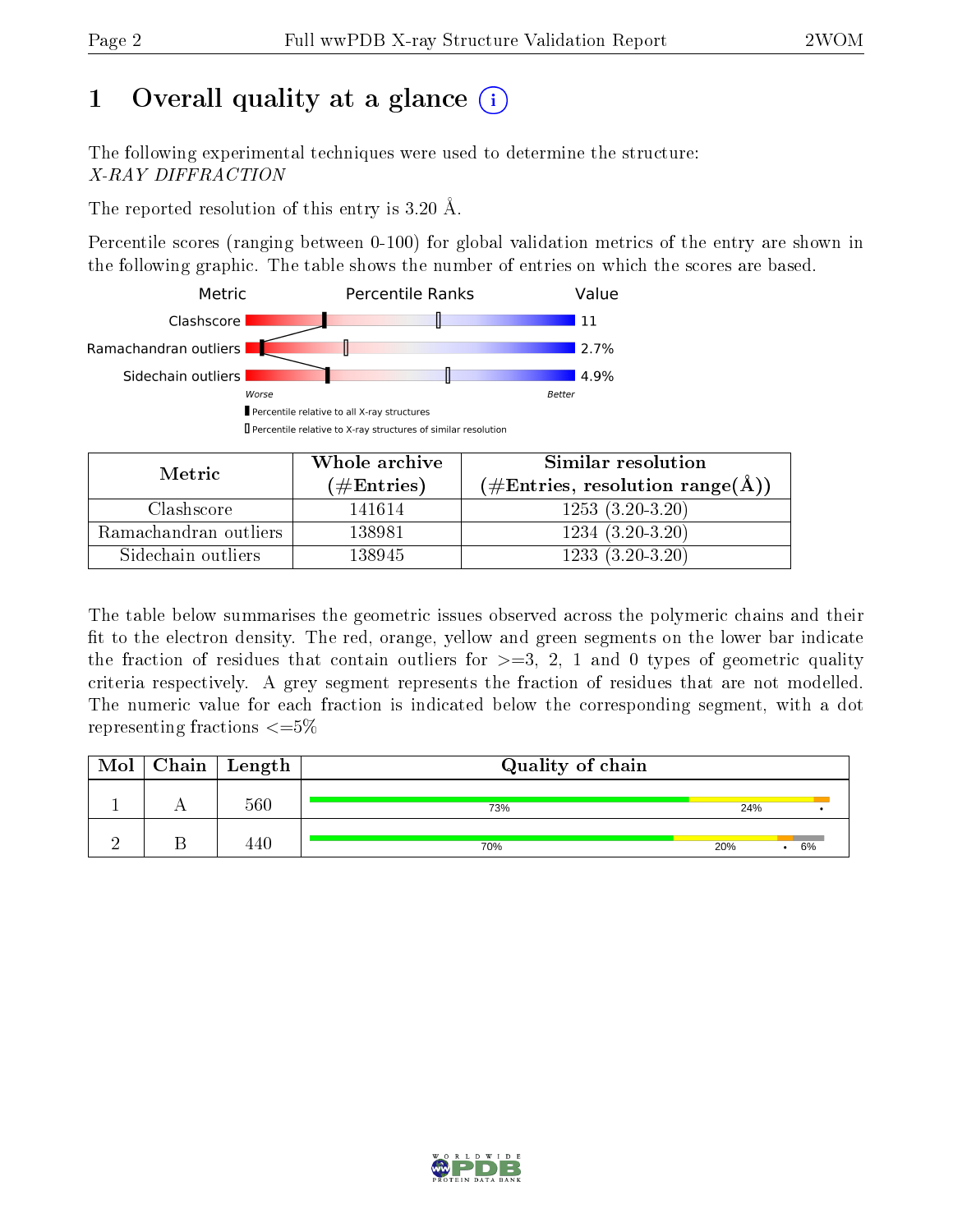# 1 Overall quality at a glance

The following experimental techniques were used to determine the structure:
*X-RAY DIFFRACTION*

The reported resolution of this entry is 3.20 Å.

Percentile scores (ranging between 0-100) for global validation metrics of the entry are shown in the following graphic. The table shows the number of entries on which the scores are based.

| Metric | Value |
|---|---|
| Clashscore | 11 |
| Ramachandran outliers | 2.7% |
| Sidechain outliers | 4.9% |

Worse — Better

Percentile relative to all X-ray structures

Percentile relative to X-ray structures of similar resolution

| Metric | Whole archive (#Entries) | Similar resolution (#Entries, resolution range(Å)) |
|---|---|---|
| Clashscore | 141614 | 1253 (3.20-3.20) |
| Ramachandran outliers | 138981 | 1234 (3.20-3.20) |
| Sidechain outliers | 138945 | 1233 (3.20-3.20) |

The table below summarises the geometric issues observed across the polymeric chains and their fit to the electron density. The red, orange, yellow and green segments on the lower bar indicate the fraction of residues that contain outliers for >=3, 2, 1 and 0 types of geometric quality criteria respectively. A grey segment represents the fraction of residues that are not modelled. The numeric value for each fraction is indicated below the corresponding segment, with a dot representing fractions <=5%

| Mol | Chain | Length | Quality of chain |
|---|---|---|---|
| 1 | A | 560 | 73% 24% • |
| 2 | B | 440 | 70% 20% • 6% |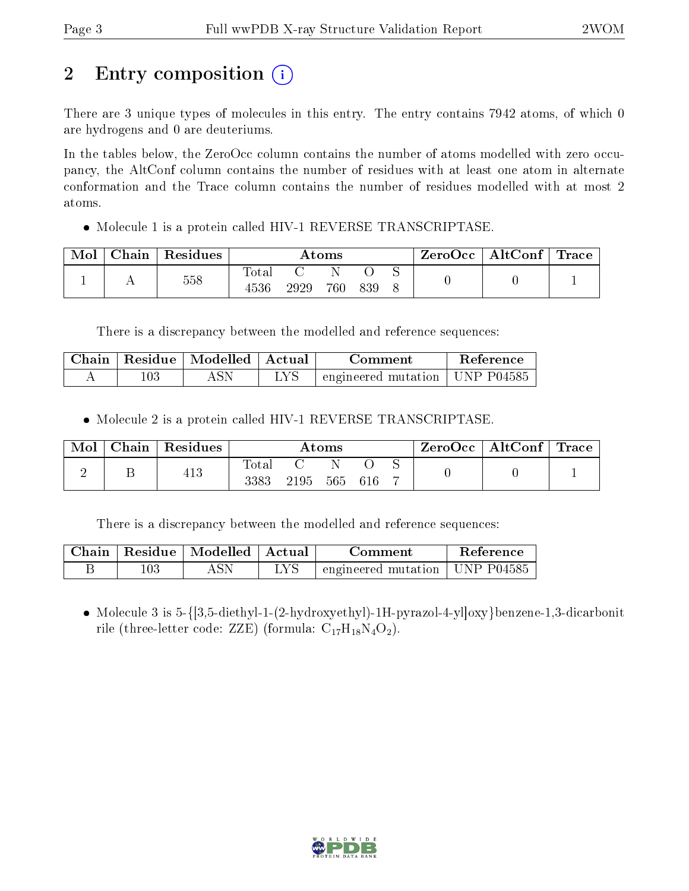# 2 Entry composition (i)

There are 3 unique types of molecules in this entry. The entry contains 7942 atoms, of which 0 are hydrogens and 0 are deuteriums.

In the tables below, the ZeroOcc column contains the number of atoms modelled with zero occupancy, the AltConf column contains the number of residues with at least one atom in alternate conformation and the Trace column contains the number of residues modelled with at most 2 atoms.

- Molecule 1 is a protein called HIV-1 REVERSE TRANSCRIPTASE.

| Mol | Chain | Residues | Atoms | | | | | ZeroOcc | AltConf | Trace |
|---|---|---|---|---|---|---|---|---|---|---|
| | | | Total | C | N | O | S | | | |
| 1 | A | 558 | 4536 | 2929 | 760 | 839 | 8 | 0 | 0 | 1 |

There is a discrepancy between the modelled and reference sequences:

| Chain | Residue | Modelled | Actual | Comment | Reference |
|---|---|---|---|---|---|
| A | 103 | ASN | LYS | engineered mutation | UNP P04585 |

- Molecule 2 is a protein called HIV-1 REVERSE TRANSCRIPTASE.

| Mol | Chain | Residues | Atoms | | | | | ZeroOcc | AltConf | Trace |
|---|---|---|---|---|---|---|---|---|---|---|
| | | | Total | C | N | O | S | | | |
| 2 | B | 413 | 3383 | 2195 | 565 | 616 | 7 | 0 | 0 | 1 |

There is a discrepancy between the modelled and reference sequences:

| Chain | Residue | Modelled | Actual | Comment | Reference |
|---|---|---|---|---|---|
| B | 103 | ASN | LYS | engineered mutation | UNP P04585 |

- Molecule 3 is 5-{[3,5-diethyl-1-(2-hydroxyethyl)-1H-pyrazol-4-yl]oxy}benzene-1,3-dicarbonitrile (three-letter code: ZZE) (formula: $C_{17}H_{18}N_4O_2$).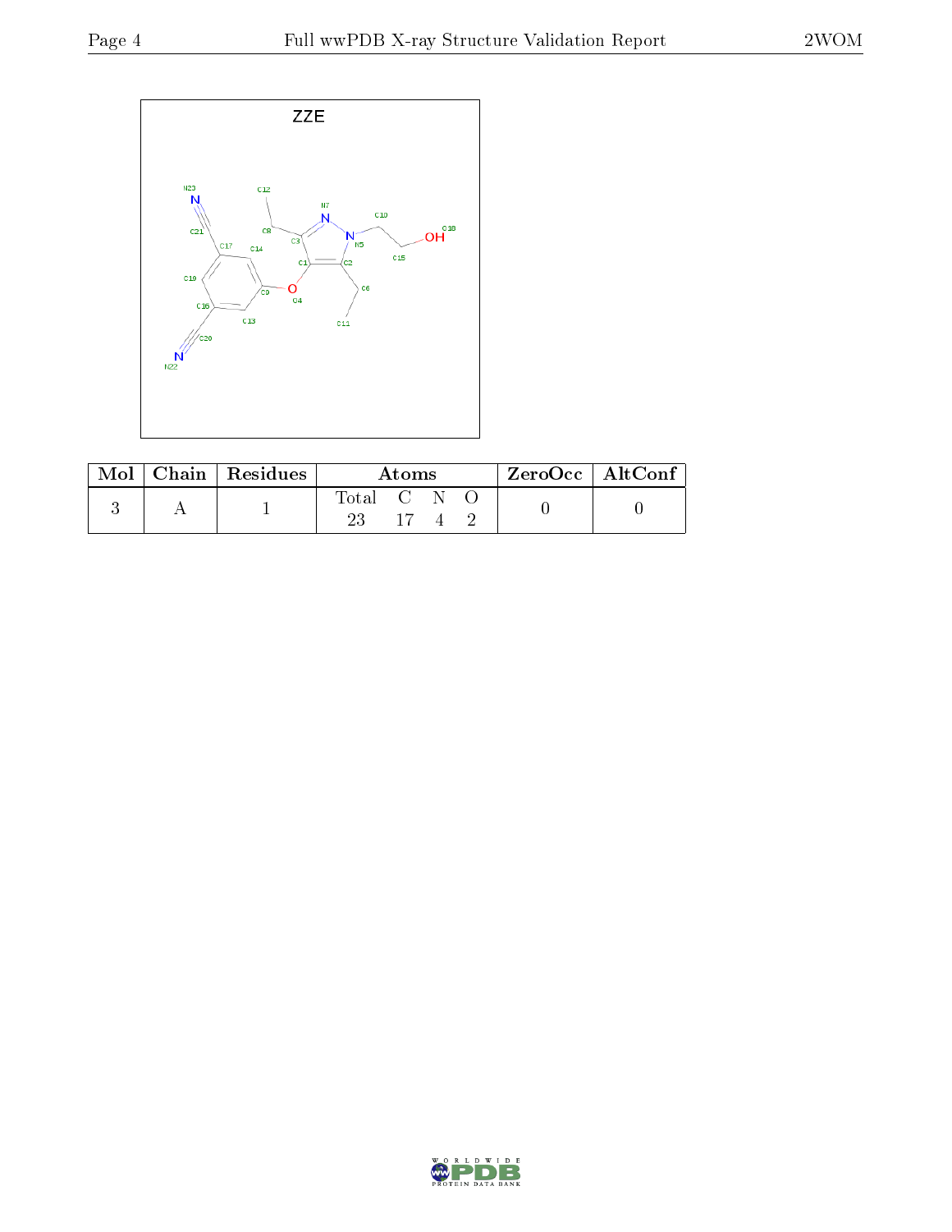| Mol | Chain | Residues | Atoms | | | | ZeroOcc | AltConf |
|---|---|---|---|---|---|---|---|---|
| | | | Total | C | N | O | | |
| 3 | A | 1 | 23 | 17 | 4 | 2 | 0 | 0 |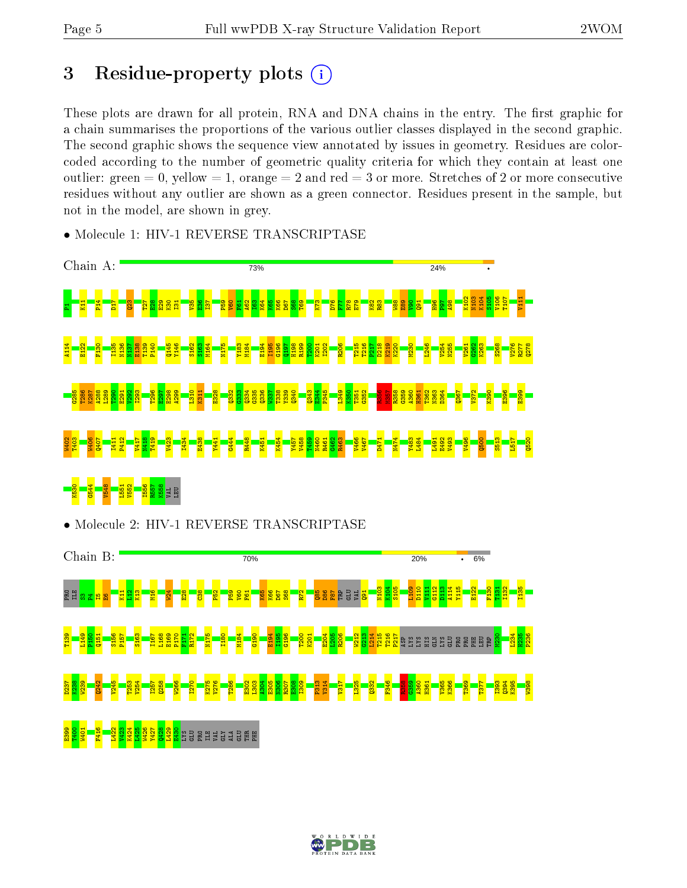# 3 Residue-property plots

These plots are drawn for all protein, RNA and DNA chains in the entry. The first graphic for a chain summarises the proportions of the various outlier classes displayed in the second graphic. The second graphic shows the sequence view annotated by issues in geometry. Residues are color-coded according to the number of geometric quality criteria for which they contain at least one outlier: green = 0, yellow = 1, orange = 2 and red = 3 or more. Stretches of 2 or more consecutive residues without any outlier are shown as a green connector. Residues present in the sample, but not in the model, are shown in grey.

- Molecule 1: HIV-1 REVERSE TRANSCRIPTASE

Chain A: 73% 24% •

P1 K11 P14 D17 Q23 T27 E28 E29 K30 I31 V35 E36 I37 P59 V60 F61 A62 I63 K64 K65 K66 D67 S68 T69 K73 D76 F77 R78 E79 K82 R83 W88 E89 V90 Q91 H96 P97 A98 K102 K103 K104 S105 V106 T107 V111 A114 E122 F130 I135 N136 N137 E138 T139 P140 Q145 Y146 S162 S163 M164 N175 Y183 M184 E194 I195 G196 Q197 H198 R199 T200 K201 I202 R206 T215 T216 P217 D218 K219 K220 M230 L246 V254 N255 V261 Q262 K263 S268 V276 R277 Q278 Q285 T286 K287 A288 L289 T290 E291 V292 I293 T296 E297 E298 A299 L310 K311 E328 Q332 G333 Q334 G335 Q336 W337 T338 Y339 Q340 Q343 E344 P345 L349 K350 T351 G352 K356 M357 R358 G359 A360 H361 T362 N363 D364 Q367 V372 K390 E396 E399 W402 T403 W406 Q407 I411 P412 V417 N418 T419 V423 I434 E438 Y441 G444 R448 K451 K454 Y457 V458 T459 N460 R461 G462 R463 V466 V467 D471 N474 Y483 L484 L491 E492 V493 V496 Q500 S513 L517 Q520 K530 G544 V548 L551 V552 I556 R557 K558 VAL LEU

- Molecule 2: HIV-1 REVERSE TRANSCRIPTASE

Chain B: 70% 20% • 6%

PRO ILE S3 P4 I5 E6 K11 L12 K13 M16 W24 E28 C38 P52 P59 V60 F61 K65 K66 D67 S68 R72 Q85 D86 F87 TRP LEU VAL Q91 N103 K104 S105 L109 D110 V111 G112 D113 A114 Y115 E122 F130 T131 I132 I135 T139 L149 P150 Q151 S156 P157 S163 I167 L168 E169 P170 F171 R172 N175 I180 M184 G190 E194 I195 G196 T200 K201 E204 L205 R206 W212 G213 L214 T215 T216 P217 ASP LYS LYS HIS GLN LYS GLU PRO PRO PHE LEU TRP M230 L234 H235 P236 D237 K238 W239 Q242 V245 T253 V254 I257 Q258 W266 I270 K275 V276 T286 E302 L303 A304 E305 N306 R307 E308 I309 P313 V314 V317 L325 Q332 F346 R358 G359 A360 H361 V365 K366 T369 T377 I393 Q394 K395 W398 E399 T400 W401 F416 L422 V423 K424 L425 W426 Y427 Q428 L429 E430 LYS GLU PRO ILE VAL GLY ALA GLU THR PHE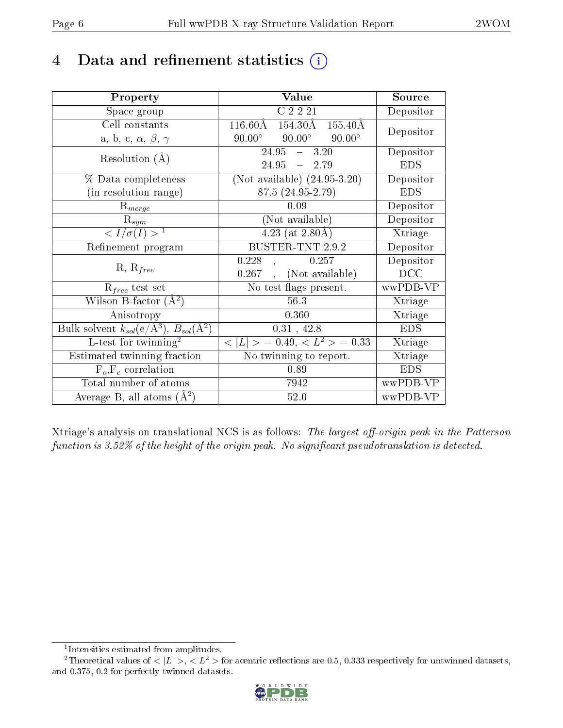# 4 Data and refinement statistics

| Property | Value | Source |
|---|---|---|
| Space group | C 2 2 21 | Depositor |
| Cell constants<br>a, b, c, $\alpha$, $\beta$, $\gamma$ | 116.60Å 154.30Å 155.40Å<br>90.00° 90.00° 90.00° | Depositor |
| Resolution (Å) | 24.95 – 3.20<br>24.95 – 2.79 | Depositor<br>EDS |
| % Data completeness<br>(in resolution range) | (Not available) (24.95-3.20)<br>87.5 (24.95-2.79) | Depositor<br>EDS |
| $R_{merge}$ | 0.09 | Depositor |
| $R_{sym}$ | (Not available) | Depositor |
| $< I/\sigma(I) >$ [1] | 4.23 (at 2.80Å) | Xtriage |
| Refinement program | BUSTER-TNT 2.9.2 | Depositor |
| R, $R_{free}$ | 0.228 , 0.257<br>0.267 , (Not available) | Depositor<br>DCC |
| $R_{free}$ test set | No test flags present. | wwPDB-VP |
| Wilson B-factor (Å$^2$) | 56.3 | Xtriage |
| Anisotropy | 0.360 | Xtriage |
| Bulk solvent $k_{sol}$(e/Å$^3$), $B_{sol}$(Å$^2$) | 0.31 , 42.8 | EDS |
| L-test for twinning[2] | $< \|L\| >$ = 0.49, $< L^2 >$ = 0.33 | Xtriage |
| Estimated twinning fraction | No twinning to report. | Xtriage |
| $F_o$,$F_c$ correlation | 0.89 | EDS |
| Total number of atoms | 7942 | wwPDB-VP |
| Average B, all atoms (Å$^2$) | 52.0 | wwPDB-VP |

Xtriage's analysis on translational NCS is as follows: *The largest off-origin peak in the Patterson function is 3.52% of the height of the origin peak. No significant pseudotranslation is detected.*

[1] Intensities estimated from amplitudes.

[2] Theoretical values of $< |L| >$, $< L^2 >$ for acentric reflections are 0.5, 0.333 respectively for untwinned datasets, and 0.375, 0.2 for perfectly twinned datasets.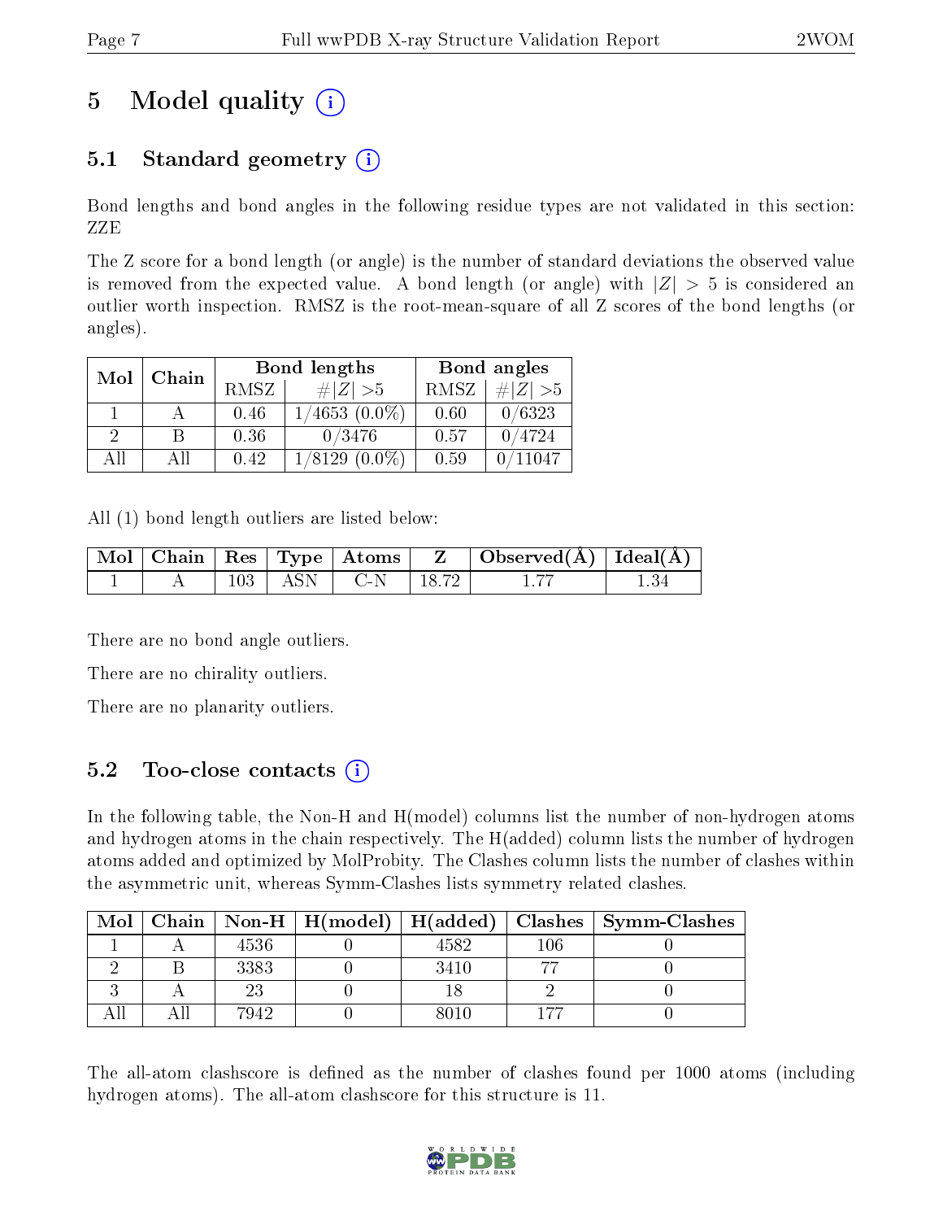# 5 Model quality

## 5.1 Standard geometry

Bond lengths and bond angles in the following residue types are not validated in this section: ZZE

The Z score for a bond length (or angle) is the number of standard deviations the observed value is removed from the expected value. A bond length (or angle) with $|Z| > 5$ is considered an outlier worth inspection. RMSZ is the root-mean-square of all Z scores of the bond lengths (or angles).

| Mol | Chain | Bond lengths | | Bond angles | |
|---|---|---|---|---|---|
| | | RMSZ | $\#\|Z\| > 5$ | RMSZ | $\#\|Z\| > 5$ |
| 1 | A | 0.46 | 1/4653 (0.0%) | 0.60 | 0/6323 |
| 2 | B | 0.36 | 0/3476 | 0.57 | 0/4724 |
| All | All | 0.42 | 1/8129 (0.0%) | 0.59 | 0/11047 |

All (1) bond length outliers are listed below:

| Mol | Chain | Res | Type | Atoms | Z | Observed(Å) | Ideal(Å) |
|---|---|---|---|---|---|---|---|
| 1 | A | 103 | ASN | C-N | 18.72 | 1.77 | 1.34 |

There are no bond angle outliers.

There are no chirality outliers.

There are no planarity outliers.

## 5.2 Too-close contacts

In the following table, the Non-H and H(model) columns list the number of non-hydrogen atoms and hydrogen atoms in the chain respectively. The H(added) column lists the number of hydrogen atoms added and optimized by MolProbity. The Clashes column lists the number of clashes within the asymmetric unit, whereas Symm-Clashes lists symmetry related clashes.

| Mol | Chain | Non-H | H(model) | H(added) | Clashes | Symm-Clashes |
|---|---|---|---|---|---|---|
| 1 | A | 4536 | 0 | 4582 | 106 | 0 |
| 2 | B | 3383 | 0 | 3410 | 77 | 0 |
| 3 | A | 23 | 0 | 18 | 2 | 0 |
| All | All | 7942 | 0 | 8010 | 177 | 0 |

The all-atom clashscore is defined as the number of clashes found per 1000 atoms (including hydrogen atoms). The all-atom clashscore for this structure is 11.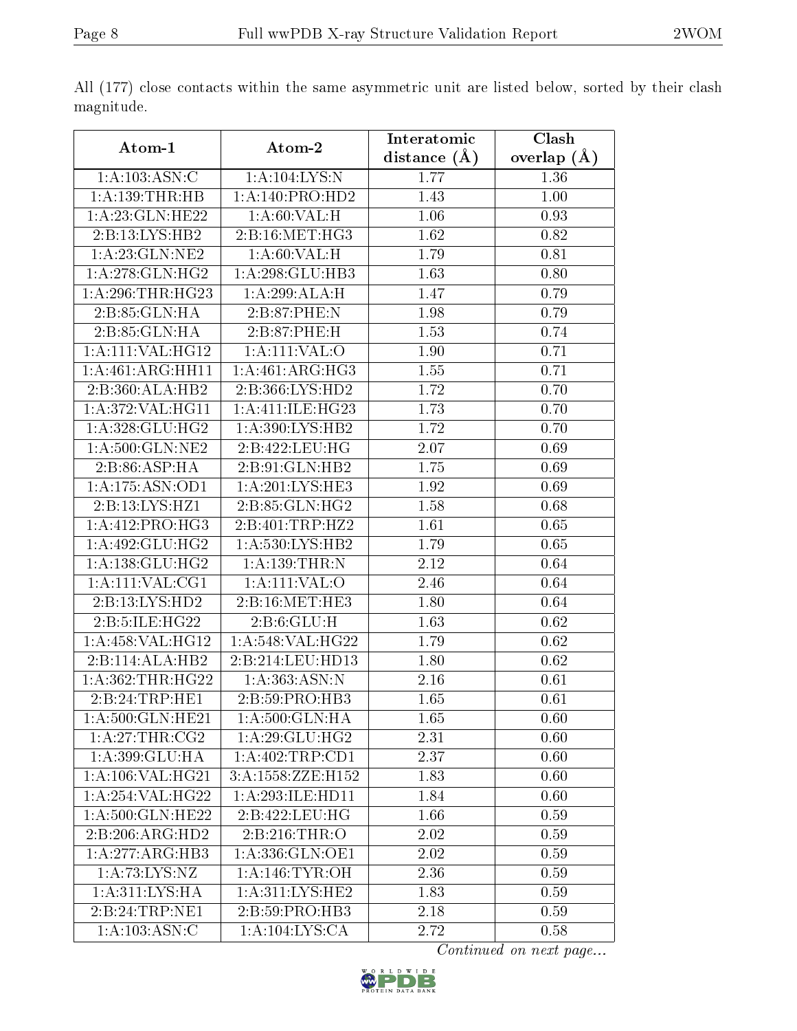All (177) close contacts within the same asymmetric unit are listed below, sorted by their clash magnitude.

| Atom-1 | Atom-2 | Interatomic distance (Å) | Clash overlap (Å) |
|---|---|---|---|
| 1:A:103:ASN:C | 1:A:104:LYS:N | 1.77 | 1.36 |
| 1:A:139:THR:HB | 1:A:140:PRO:HD2 | 1.43 | 1.00 |
| 1:A:23:GLN:HE22 | 1:A:60:VAL:H | 1.06 | 0.93 |
| 2:B:13:LYS:HB2 | 2:B:16:MET:HG3 | 1.62 | 0.82 |
| 1:A:23:GLN:NE2 | 1:A:60:VAL:H | 1.79 | 0.81 |
| 1:A:278:GLN:HG2 | 1:A:298:GLU:HB3 | 1.63 | 0.80 |
| 1:A:296:THR:HG23 | 1:A:299:ALA:H | 1.47 | 0.79 |
| 2:B:85:GLN:HA | 2:B:87:PHE:N | 1.98 | 0.79 |
| 2:B:85:GLN:HA | 2:B:87:PHE:H | 1.53 | 0.74 |
| 1:A:111:VAL:HG12 | 1:A:111:VAL:O | 1.90 | 0.71 |
| 1:A:461:ARG:HH11 | 1:A:461:ARG:HG3 | 1.55 | 0.71 |
| 2:B:360:ALA:HB2 | 2:B:366:LYS:HD2 | 1.72 | 0.70 |
| 1:A:372:VAL:HG11 | 1:A:411:ILE:HG23 | 1.73 | 0.70 |
| 1:A:328:GLU:HG2 | 1:A:390:LYS:HB2 | 1.72 | 0.70 |
| 1:A:500:GLN:NE2 | 2:B:422:LEU:HG | 2.07 | 0.69 |
| 2:B:86:ASP:HA | 2:B:91:GLN:HB2 | 1.75 | 0.69 |
| 1:A:175:ASN:OD1 | 1:A:201:LYS:HE3 | 1.92 | 0.69 |
| 2:B:13:LYS:HZ1 | 2:B:85:GLN:HG2 | 1.58 | 0.68 |
| 1:A:412:PRO:HG3 | 2:B:401:TRP:HZ2 | 1.61 | 0.65 |
| 1:A:492:GLU:HG2 | 1:A:530:LYS:HB2 | 1.79 | 0.65 |
| 1:A:138:GLU:HG2 | 1:A:139:THR:N | 2.12 | 0.64 |
| 1:A:111:VAL:CG1 | 1:A:111:VAL:O | 2.46 | 0.64 |
| 2:B:13:LYS:HD2 | 2:B:16:MET:HE3 | 1.80 | 0.64 |
| 2:B:5:ILE:HG22 | 2:B:6:GLU:H | 1.63 | 0.62 |
| 1:A:458:VAL:HG12 | 1:A:548:VAL:HG22 | 1.79 | 0.62 |
| 2:B:114:ALA:HB2 | 2:B:214:LEU:HD13 | 1.80 | 0.62 |
| 1:A:362:THR:HG22 | 1:A:363:ASN:N | 2.16 | 0.61 |
| 2:B:24:TRP:HE1 | 2:B:59:PRO:HB3 | 1.65 | 0.61 |
| 1:A:500:GLN:HE21 | 1:A:500:GLN:HA | 1.65 | 0.60 |
| 1:A:27:THR:CG2 | 1:A:29:GLU:HG2 | 2.31 | 0.60 |
| 1:A:399:GLU:HA | 1:A:402:TRP:CD1 | 2.37 | 0.60 |
| 1:A:106:VAL:HG21 | 3:A:1558:ZZE:H152 | 1.83 | 0.60 |
| 1:A:254:VAL:HG22 | 1:A:293:ILE:HD11 | 1.84 | 0.60 |
| 1:A:500:GLN:HE22 | 2:B:422:LEU:HG | 1.66 | 0.59 |
| 2:B:206:ARG:HD2 | 2:B:216:THR:O | 2.02 | 0.59 |
| 1:A:277:ARG:HB3 | 1:A:336:GLN:OE1 | 2.02 | 0.59 |
| 1:A:73:LYS:NZ | 1:A:146:TYR:OH | 2.36 | 0.59 |
| 1:A:311:LYS:HA | 1:A:311:LYS:HE2 | 1.83 | 0.59 |
| 2:B:24:TRP:NE1 | 2:B:59:PRO:HB3 | 2.18 | 0.59 |
| 1:A:103:ASN:C | 1:A:104:LYS:CA | 2.72 | 0.58 |

*Continued on next page...*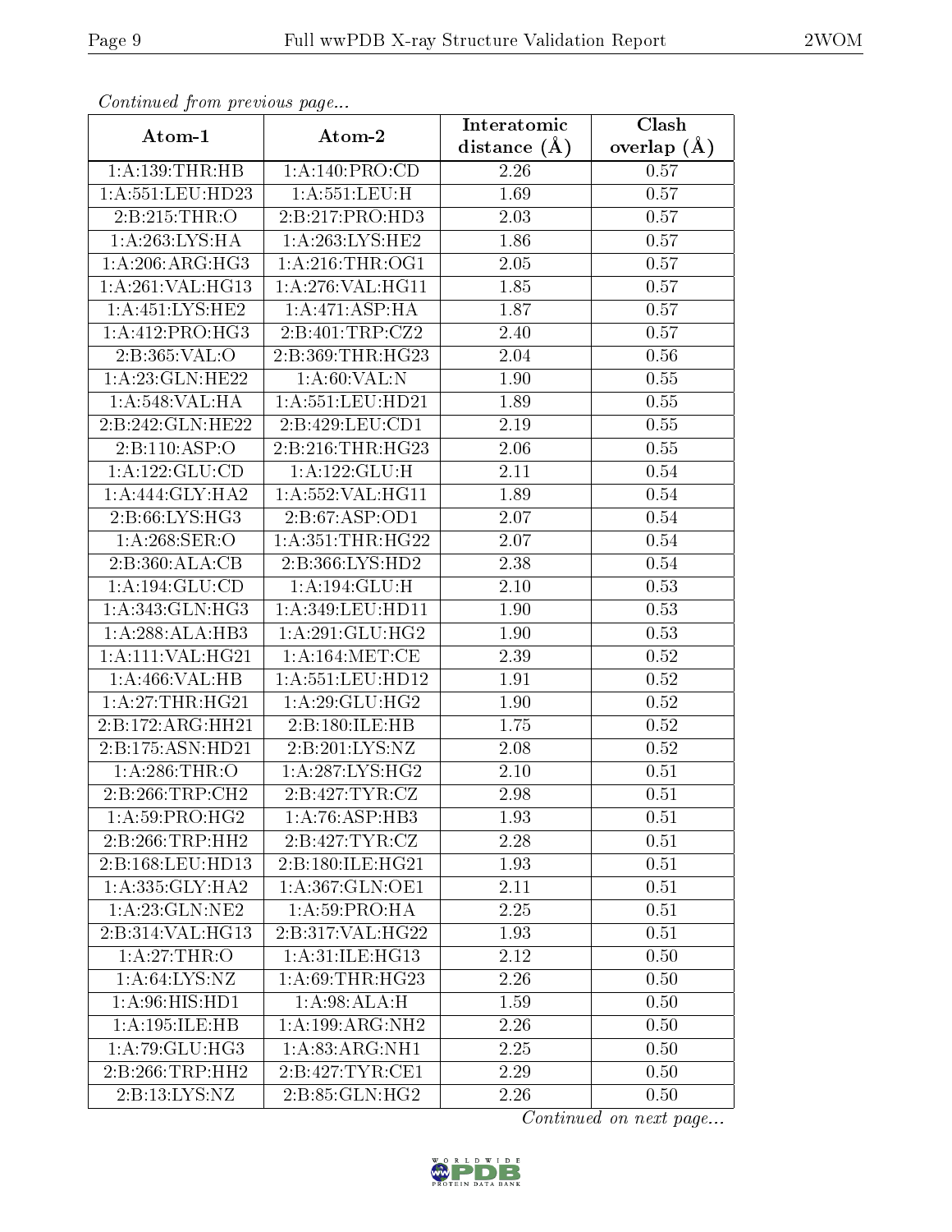*Continued from previous page...*

| Atom-1 | Atom-2 | Interatomic distance (Å) | Clash overlap (Å) |
|---|---|---|---|
| 1:A:139:THR:HB | 1:A:140:PRO:CD | 2.26 | 0.57 |
| 1:A:551:LEU:HD23 | 1:A:551:LEU:H | 1.69 | 0.57 |
| 2:B:215:THR:O | 2:B:217:PRO:HD3 | 2.03 | 0.57 |
| 1:A:263:LYS:HA | 1:A:263:LYS:HE2 | 1.86 | 0.57 |
| 1:A:206:ARG:HG3 | 1:A:216:THR:OG1 | 2.05 | 0.57 |
| 1:A:261:VAL:HG13 | 1:A:276:VAL:HG11 | 1.85 | 0.57 |
| 1:A:451:LYS:HE2 | 1:A:471:ASP:HA | 1.87 | 0.57 |
| 1:A:412:PRO:HG3 | 2:B:401:TRP:CZ2 | 2.40 | 0.57 |
| 2:B:365:VAL:O | 2:B:369:THR:HG23 | 2.04 | 0.56 |
| 1:A:23:GLN:HE22 | 1:A:60:VAL:N | 1.90 | 0.55 |
| 1:A:548:VAL:HA | 1:A:551:LEU:HD21 | 1.89 | 0.55 |
| 2:B:242:GLN:HE22 | 2:B:429:LEU:CD1 | 2.19 | 0.55 |
| 2:B:110:ASP:O | 2:B:216:THR:HG23 | 2.06 | 0.55 |
| 1:A:122:GLU:CD | 1:A:122:GLU:H | 2.11 | 0.54 |
| 1:A:444:GLY:HA2 | 1:A:552:VAL:HG11 | 1.89 | 0.54 |
| 2:B:66:LYS:HG3 | 2:B:67:ASP:OD1 | 2.07 | 0.54 |
| 1:A:268:SER:O | 1:A:351:THR:HG22 | 2.07 | 0.54 |
| 2:B:360:ALA:CB | 2:B:366:LYS:HD2 | 2.38 | 0.54 |
| 1:A:194:GLU:CD | 1:A:194:GLU:H | 2.10 | 0.53 |
| 1:A:343:GLN:HG3 | 1:A:349:LEU:HD11 | 1.90 | 0.53 |
| 1:A:288:ALA:HB3 | 1:A:291:GLU:HG2 | 1.90 | 0.53 |
| 1:A:111:VAL:HG21 | 1:A:164:MET:CE | 2.39 | 0.52 |
| 1:A:466:VAL:HB | 1:A:551:LEU:HD12 | 1.91 | 0.52 |
| 1:A:27:THR:HG21 | 1:A:29:GLU:HG2 | 1.90 | 0.52 |
| 2:B:172:ARG:HH21 | 2:B:180:ILE:HB | 1.75 | 0.52 |
| 2:B:175:ASN:HD21 | 2:B:201:LYS:NZ | 2.08 | 0.52 |
| 1:A:286:THR:O | 1:A:287:LYS:HG2 | 2.10 | 0.51 |
| 2:B:266:TRP:CH2 | 2:B:427:TYR:CZ | 2.98 | 0.51 |
| 1:A:59:PRO:HG2 | 1:A:76:ASP:HB3 | 1.93 | 0.51 |
| 2:B:266:TRP:HH2 | 2:B:427:TYR:CZ | 2.28 | 0.51 |
| 2:B:168:LEU:HD13 | 2:B:180:ILE:HG21 | 1.93 | 0.51 |
| 1:A:335:GLY:HA2 | 1:A:367:GLN:OE1 | 2.11 | 0.51 |
| 1:A:23:GLN:NE2 | 1:A:59:PRO:HA | 2.25 | 0.51 |
| 2:B:314:VAL:HG13 | 2:B:317:VAL:HG22 | 1.93 | 0.51 |
| 1:A:27:THR:O | 1:A:31:ILE:HG13 | 2.12 | 0.50 |
| 1:A:64:LYS:NZ | 1:A:69:THR:HG23 | 2.26 | 0.50 |
| 1:A:96:HIS:HD1 | 1:A:98:ALA:H | 1.59 | 0.50 |
| 1:A:195:ILE:HB | 1:A:199:ARG:NH2 | 2.26 | 0.50 |
| 1:A:79:GLU:HG3 | 1:A:83:ARG:NH1 | 2.25 | 0.50 |
| 2:B:266:TRP:HH2 | 2:B:427:TYR:CE1 | 2.29 | 0.50 |
| 2:B:13:LYS:NZ | 2:B:85:GLN:HG2 | 2.26 | 0.50 |

*Continued on next page...*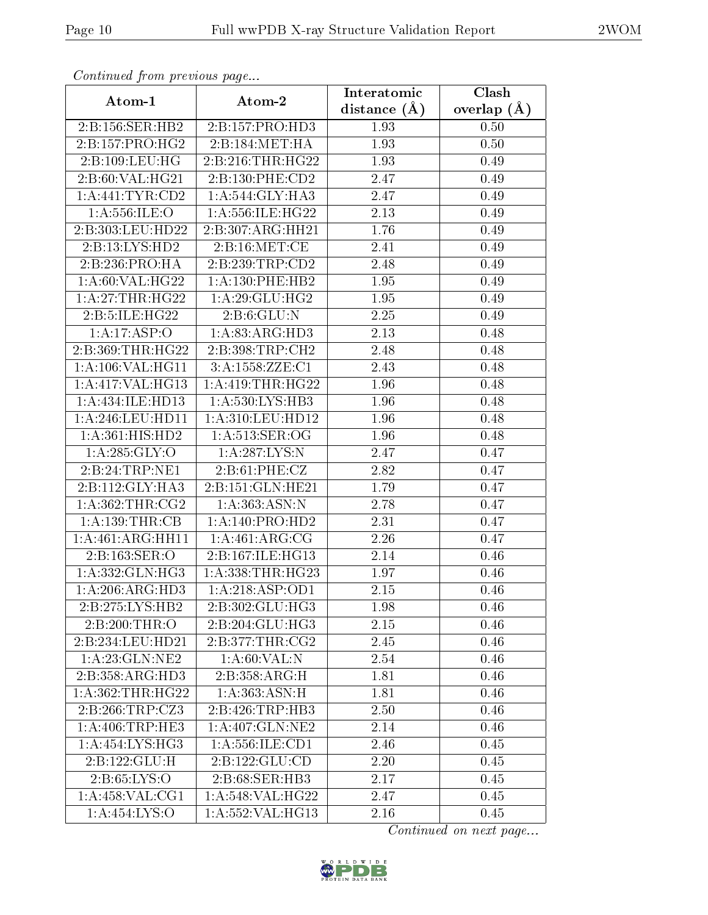*Continued from previous page...*

| Atom-1 | Atom-2 | Interatomic distance (Å) | Clash overlap (Å) |
|---|---|---|---|
| 2:B:156:SER:HB2 | 2:B:157:PRO:HD3 | 1.93 | 0.50 |
| 2:B:157:PRO:HG2 | 2:B:184:MET:HA | 1.93 | 0.50 |
| 2:B:109:LEU:HG | 2:B:216:THR:HG22 | 1.93 | 0.49 |
| 2:B:60:VAL:HG21 | 2:B:130:PHE:CD2 | 2.47 | 0.49 |
| 1:A:441:TYR:CD2 | 1:A:544:GLY:HA3 | 2.47 | 0.49 |
| 1:A:556:ILE:O | 1:A:556:ILE:HG22 | 2.13 | 0.49 |
| 2:B:303:LEU:HD22 | 2:B:307:ARG:HH21 | 1.76 | 0.49 |
| 2:B:13:LYS:HD2 | 2:B:16:MET:CE | 2.41 | 0.49 |
| 2:B:236:PRO:HA | 2:B:239:TRP:CD2 | 2.48 | 0.49 |
| 1:A:60:VAL:HG22 | 1:A:130:PHE:HB2 | 1.95 | 0.49 |
| 1:A:27:THR:HG22 | 1:A:29:GLU:HG2 | 1.95 | 0.49 |
| 2:B:5:ILE:HG22 | 2:B:6:GLU:N | 2.25 | 0.49 |
| 1:A:17:ASP:O | 1:A:83:ARG:HD3 | 2.13 | 0.48 |
| 2:B:369:THR:HG22 | 2:B:398:TRP:CH2 | 2.48 | 0.48 |
| 1:A:106:VAL:HG11 | 3:A:1558:ZZE:C1 | 2.43 | 0.48 |
| 1:A:417:VAL:HG13 | 1:A:419:THR:HG22 | 1.96 | 0.48 |
| 1:A:434:ILE:HD13 | 1:A:530:LYS:HB3 | 1.96 | 0.48 |
| 1:A:246:LEU:HD11 | 1:A:310:LEU:HD12 | 1.96 | 0.48 |
| 1:A:361:HIS:HD2 | 1:A:513:SER:OG | 1.96 | 0.48 |
| 1:A:285:GLY:O | 1:A:287:LYS:N | 2.47 | 0.47 |
| 2:B:24:TRP:NE1 | 2:B:61:PHE:CZ | 2.82 | 0.47 |
| 2:B:112:GLY:HA3 | 2:B:151:GLN:HE21 | 1.79 | 0.47 |
| 1:A:362:THR:CG2 | 1:A:363:ASN:N | 2.78 | 0.47 |
| 1:A:139:THR:CB | 1:A:140:PRO:HD2 | 2.31 | 0.47 |
| 1:A:461:ARG:HH11 | 1:A:461:ARG:CG | 2.26 | 0.47 |
| 2:B:163:SER:O | 2:B:167:ILE:HG13 | 2.14 | 0.46 |
| 1:A:332:GLN:HG3 | 1:A:338:THR:HG23 | 1.97 | 0.46 |
| 1:A:206:ARG:HD3 | 1:A:218:ASP:OD1 | 2.15 | 0.46 |
| 2:B:275:LYS:HB2 | 2:B:302:GLU:HG3 | 1.98 | 0.46 |
| 2:B:200:THR:O | 2:B:204:GLU:HG3 | 2.15 | 0.46 |
| 2:B:234:LEU:HD21 | 2:B:377:THR:CG2 | 2.45 | 0.46 |
| 1:A:23:GLN:NE2 | 1:A:60:VAL:N | 2.54 | 0.46 |
| 2:B:358:ARG:HD3 | 2:B:358:ARG:H | 1.81 | 0.46 |
| 1:A:362:THR:HG22 | 1:A:363:ASN:H | 1.81 | 0.46 |
| 2:B:266:TRP:CZ3 | 2:B:426:TRP:HB3 | 2.50 | 0.46 |
| 1:A:406:TRP:HE3 | 1:A:407:GLN:NE2 | 2.14 | 0.46 |
| 1:A:454:LYS:HG3 | 1:A:556:ILE:CD1 | 2.46 | 0.45 |
| 2:B:122:GLU:H | 2:B:122:GLU:CD | 2.20 | 0.45 |
| 2:B:65:LYS:O | 2:B:68:SER:HB3 | 2.17 | 0.45 |
| 1:A:458:VAL:CG1 | 1:A:548:VAL:HG22 | 2.47 | 0.45 |
| 1:A:454:LYS:O | 1:A:552:VAL:HG13 | 2.16 | 0.45 |

*Continued on next page...*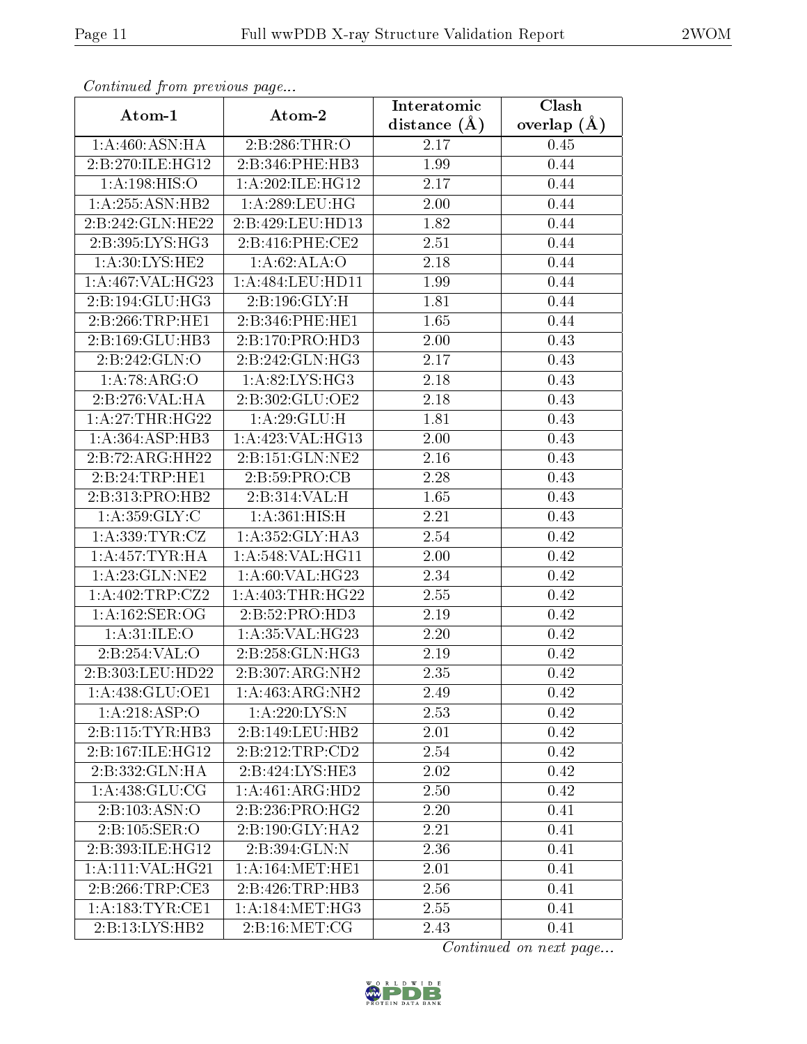*Continued from previous page...*

| Atom-1 | Atom-2 | Interatomic distance (Å) | Clash overlap (Å) |
| --- | --- | --- | --- |
| 1:A:460:ASN:HA | 2:B:286:THR:O | 2.17 | 0.45 |
| 2:B:270:ILE:HG12 | 2:B:346:PHE:HB3 | 1.99 | 0.44 |
| 1:A:198:HIS:O | 1:A:202:ILE:HG12 | 2.17 | 0.44 |
| 1:A:255:ASN:HB2 | 1:A:289:LEU:HG | 2.00 | 0.44 |
| 2:B:242:GLN:HE22 | 2:B:429:LEU:HD13 | 1.82 | 0.44 |
| 2:B:395:LYS:HG3 | 2:B:416:PHE:CE2 | 2.51 | 0.44 |
| 1:A:30:LYS:HE2 | 1:A:62:ALA:O | 2.18 | 0.44 |
| 1:A:467:VAL:HG23 | 1:A:484:LEU:HD11 | 1.99 | 0.44 |
| 2:B:194:GLU:HG3 | 2:B:196:GLY:H | 1.81 | 0.44 |
| 2:B:266:TRP:HE1 | 2:B:346:PHE:HE1 | 1.65 | 0.44 |
| 2:B:169:GLU:HB3 | 2:B:170:PRO:HD3 | 2.00 | 0.43 |
| 2:B:242:GLN:O | 2:B:242:GLN:HG3 | 2.17 | 0.43 |
| 1:A:78:ARG:O | 1:A:82:LYS:HG3 | 2.18 | 0.43 |
| 2:B:276:VAL:HA | 2:B:302:GLU:OE2 | 2.18 | 0.43 |
| 1:A:27:THR:HG22 | 1:A:29:GLU:H | 1.81 | 0.43 |
| 1:A:364:ASP:HB3 | 1:A:423:VAL:HG13 | 2.00 | 0.43 |
| 2:B:72:ARG:HH22 | 2:B:151:GLN:NE2 | 2.16 | 0.43 |
| 2:B:24:TRP:HE1 | 2:B:59:PRO:CB | 2.28 | 0.43 |
| 2:B:313:PRO:HB2 | 2:B:314:VAL:H | 1.65 | 0.43 |
| 1:A:359:GLY:C | 1:A:361:HIS:H | 2.21 | 0.43 |
| 1:A:339:TYR:CZ | 1:A:352:GLY:HA3 | 2.54 | 0.42 |
| 1:A:457:TYR:HA | 1:A:548:VAL:HG11 | 2.00 | 0.42 |
| 1:A:23:GLN:NE2 | 1:A:60:VAL:HG23 | 2.34 | 0.42 |
| 1:A:402:TRP:CZ2 | 1:A:403:THR:HG22 | 2.55 | 0.42 |
| 1:A:162:SER:OG | 2:B:52:PRO:HD3 | 2.19 | 0.42 |
| 1:A:31:ILE:O | 1:A:35:VAL:HG23 | 2.20 | 0.42 |
| 2:B:254:VAL:O | 2:B:258:GLN:HG3 | 2.19 | 0.42 |
| 2:B:303:LEU:HD22 | 2:B:307:ARG:NH2 | 2.35 | 0.42 |
| 1:A:438:GLU:OE1 | 1:A:463:ARG:NH2 | 2.49 | 0.42 |
| 1:A:218:ASP:O | 1:A:220:LYS:N | 2.53 | 0.42 |
| 2:B:115:TYR:HB3 | 2:B:149:LEU:HB2 | 2.01 | 0.42 |
| 2:B:167:ILE:HG12 | 2:B:212:TRP:CD2 | 2.54 | 0.42 |
| 2:B:332:GLN:HA | 2:B:424:LYS:HE3 | 2.02 | 0.42 |
| 1:A:438:GLU:CG | 1:A:461:ARG:HD2 | 2.50 | 0.42 |
| 2:B:103:ASN:O | 2:B:236:PRO:HG2 | 2.20 | 0.41 |
| 2:B:105:SER:O | 2:B:190:GLY:HA2 | 2.21 | 0.41 |
| 2:B:393:ILE:HG12 | 2:B:394:GLN:N | 2.36 | 0.41 |
| 1:A:111:VAL:HG21 | 1:A:164:MET:HE1 | 2.01 | 0.41 |
| 2:B:266:TRP:CE3 | 2:B:426:TRP:HB3 | 2.56 | 0.41 |
| 1:A:183:TYR:CE1 | 1:A:184:MET:HG3 | 2.55 | 0.41 |
| 2:B:13:LYS:HB2 | 2:B:16:MET:CG | 2.43 | 0.41 |

*Continued on next page...*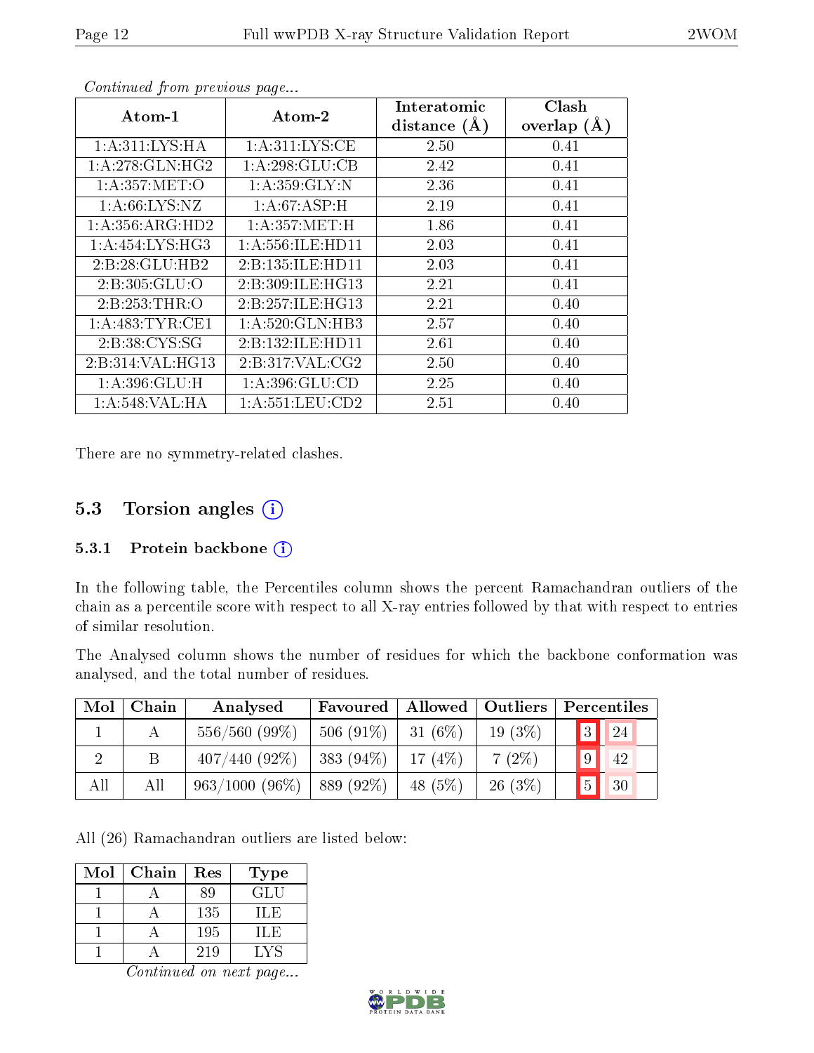*Continued from previous page...*

| Atom-1 | Atom-2 | Interatomic distance (Å) | Clash overlap (Å) |
|---|---|---|---|
| 1:A:311:LYS:HA | 1:A:311:LYS:CE | 2.50 | 0.41 |
| 1:A:278:GLN:HG2 | 1:A:298:GLU:CB | 2.42 | 0.41 |
| 1:A:357:MET:O | 1:A:359:GLY:N | 2.36 | 0.41 |
| 1:A:66:LYS:NZ | 1:A:67:ASP:H | 2.19 | 0.41 |
| 1:A:356:ARG:HD2 | 1:A:357:MET:H | 1.86 | 0.41 |
| 1:A:454:LYS:HG3 | 1:A:556:ILE:HD11 | 2.03 | 0.41 |
| 2:B:28:GLU:HB2 | 2:B:135:ILE:HD11 | 2.03 | 0.41 |
| 2:B:305:GLU:O | 2:B:309:ILE:HG13 | 2.21 | 0.41 |
| 2:B:253:THR:O | 2:B:257:ILE:HG13 | 2.21 | 0.40 |
| 1:A:483:TYR:CE1 | 1:A:520:GLN:HB3 | 2.57 | 0.40 |
| 2:B:38:CYS:SG | 2:B:132:ILE:HD11 | 2.61 | 0.40 |
| 2:B:314:VAL:HG13 | 2:B:317:VAL:CG2 | 2.50 | 0.40 |
| 1:A:396:GLU:H | 1:A:396:GLU:CD | 2.25 | 0.40 |
| 1:A:548:VAL:HA | 1:A:551:LEU:CD2 | 2.51 | 0.40 |

There are no symmetry-related clashes.

## 5.3 Torsion angles

### 5.3.1 Protein backbone

In the following table, the Percentiles column shows the percent Ramachandran outliers of the chain as a percentile score with respect to all X-ray entries followed by that with respect to entries of similar resolution.

The Analysed column shows the number of residues for which the backbone conformation was analysed, and the total number of residues.

| Mol | Chain | Analysed | Favoured | Allowed | Outliers | Percentiles | |
|---|---|---|---|---|---|---|---|
| 1 | A | 556/560 (99%) | 506 (91%) | 31 (6%) | 19 (3%) | 3 | 24 |
| 2 | B | 407/440 (92%) | 383 (94%) | 17 (4%) | 7 (2%) | 9 | 42 |
| All | All | 963/1000 (96%) | 889 (92%) | 48 (5%) | 26 (3%) | 5 | 30 |

All (26) Ramachandran outliers are listed below:

| Mol | Chain | Res | Type |
|---|---|---|---|
| 1 | A | 89 | GLU |
| 1 | A | 135 | ILE |
| 1 | A | 195 | ILE |
| 1 | A | 219 | LYS |

*Continued on next page...*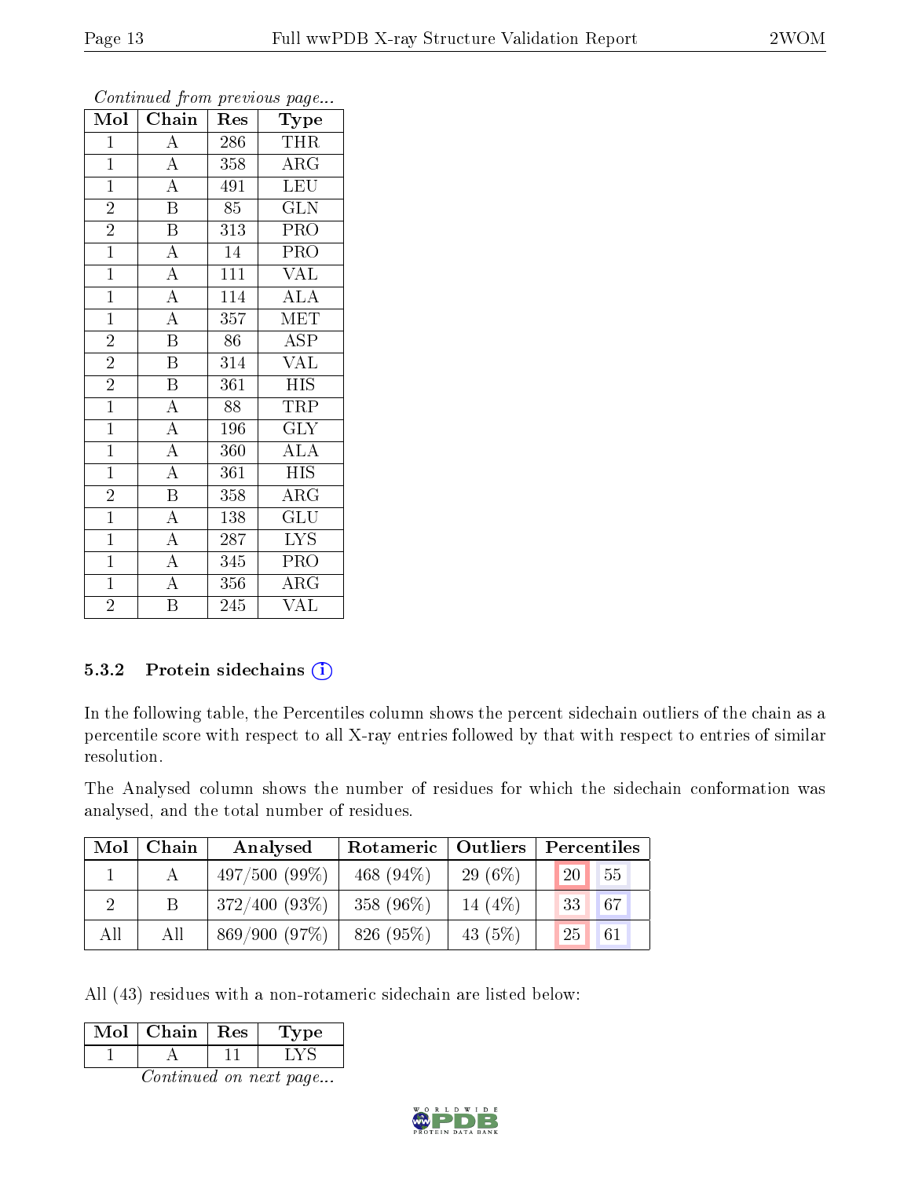*Continued from previous page...*

| Mol | Chain | Res | Type |
|---|---|---|---|
| 1 | A | 286 | THR |
| 1 | A | 358 | ARG |
| 1 | A | 491 | LEU |
| 2 | B | 85 | GLN |
| 2 | B | 313 | PRO |
| 1 | A | 14 | PRO |
| 1 | A | 111 | VAL |
| 1 | A | 114 | ALA |
| 1 | A | 357 | MET |
| 2 | B | 86 | ASP |
| 2 | B | 314 | VAL |
| 2 | B | 361 | HIS |
| 1 | A | 88 | TRP |
| 1 | A | 196 | GLY |
| 1 | A | 360 | ALA |
| 1 | A | 361 | HIS |
| 2 | B | 358 | ARG |
| 1 | A | 138 | GLU |
| 1 | A | 287 | LYS |
| 1 | A | 345 | PRO |
| 1 | A | 356 | ARG |
| 2 | B | 245 | VAL |

### 5.3.2 Protein sidechains

In the following table, the Percentiles column shows the percent sidechain outliers of the chain as a percentile score with respect to all X-ray entries followed by that with respect to entries of similar resolution.

The Analysed column shows the number of residues for which the sidechain conformation was analysed, and the total number of residues.

| Mol | Chain | Analysed | Rotameric | Outliers | Percentiles | |
|---|---|---|---|---|---|---|
| 1 | A | 497/500 (99%) | 468 (94%) | 29 (6%) | 20 | 55 |
| 2 | B | 372/400 (93%) | 358 (96%) | 14 (4%) | 33 | 67 |
| All | All | 869/900 (97%) | 826 (95%) | 43 (5%) | 25 | 61 |

All (43) residues with a non-rotameric sidechain are listed below:

| Mol | Chain | Res | Type |
|---|---|---|---|
| 1 | A | 11 | LYS |

*Continued on next page...*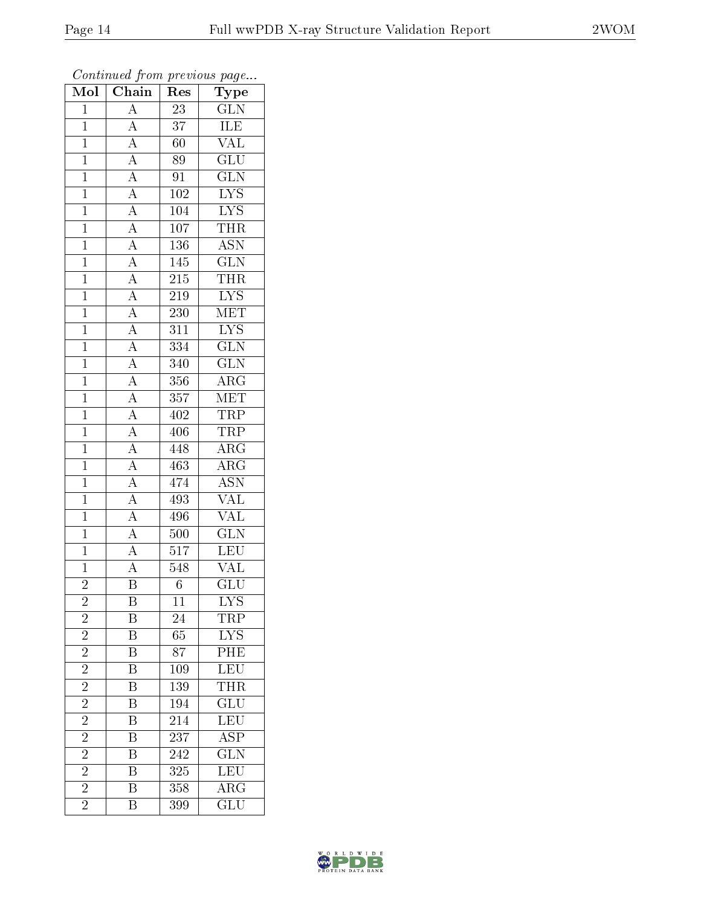*Continued from previous page...*

| Mol | Chain | Res | Type |
|---|---|---|---|
| 1 | A | 23 | GLN |
| 1 | A | 37 | ILE |
| 1 | A | 60 | VAL |
| 1 | A | 89 | GLU |
| 1 | A | 91 | GLN |
| 1 | A | 102 | LYS |
| 1 | A | 104 | LYS |
| 1 | A | 107 | THR |
| 1 | A | 136 | ASN |
| 1 | A | 145 | GLN |
| 1 | A | 215 | THR |
| 1 | A | 219 | LYS |
| 1 | A | 230 | MET |
| 1 | A | 311 | LYS |
| 1 | A | 334 | GLN |
| 1 | A | 340 | GLN |
| 1 | A | 356 | ARG |
| 1 | A | 357 | MET |
| 1 | A | 402 | TRP |
| 1 | A | 406 | TRP |
| 1 | A | 448 | ARG |
| 1 | A | 463 | ARG |
| 1 | A | 474 | ASN |
| 1 | A | 493 | VAL |
| 1 | A | 496 | VAL |
| 1 | A | 500 | GLN |
| 1 | A | 517 | LEU |
| 1 | A | 548 | VAL |
| 2 | B | 6 | GLU |
| 2 | B | 11 | LYS |
| 2 | B | 24 | TRP |
| 2 | B | 65 | LYS |
| 2 | B | 87 | PHE |
| 2 | B | 109 | LEU |
| 2 | B | 139 | THR |
| 2 | B | 194 | GLU |
| 2 | B | 214 | LEU |
| 2 | B | 237 | ASP |
| 2 | B | 242 | GLN |
| 2 | B | 325 | LEU |
| 2 | B | 358 | ARG |
| 2 | B | 399 | GLU |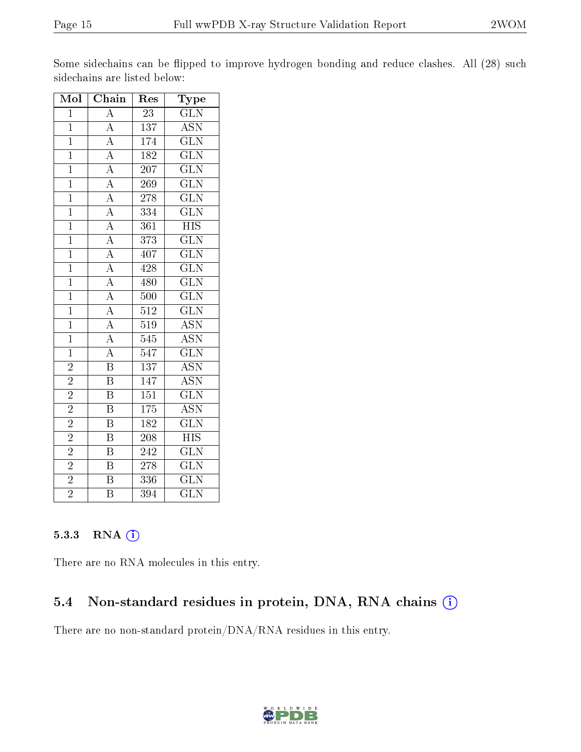Some sidechains can be flipped to improve hydrogen bonding and reduce clashes. All (28) such sidechains are listed below:

| Mol | Chain | Res | Type |
|---|---|---|---|
| 1 | A | 23 | GLN |
| 1 | A | 137 | ASN |
| 1 | A | 174 | GLN |
| 1 | A | 182 | GLN |
| 1 | A | 207 | GLN |
| 1 | A | 269 | GLN |
| 1 | A | 278 | GLN |
| 1 | A | 334 | GLN |
| 1 | A | 361 | HIS |
| 1 | A | 373 | GLN |
| 1 | A | 407 | GLN |
| 1 | A | 428 | GLN |
| 1 | A | 480 | GLN |
| 1 | A | 500 | GLN |
| 1 | A | 512 | GLN |
| 1 | A | 519 | ASN |
| 1 | A | 545 | ASN |
| 1 | A | 547 | GLN |
| 2 | B | 137 | ASN |
| 2 | B | 147 | ASN |
| 2 | B | 151 | GLN |
| 2 | B | 175 | ASN |
| 2 | B | 182 | GLN |
| 2 | B | 208 | HIS |
| 2 | B | 242 | GLN |
| 2 | B | 278 | GLN |
| 2 | B | 336 | GLN |
| 2 | B | 394 | GLN |

### 5.3.3 RNA

There are no RNA molecules in this entry.

## 5.4 Non-standard residues in protein, DNA, RNA chains

There are no non-standard protein/DNA/RNA residues in this entry.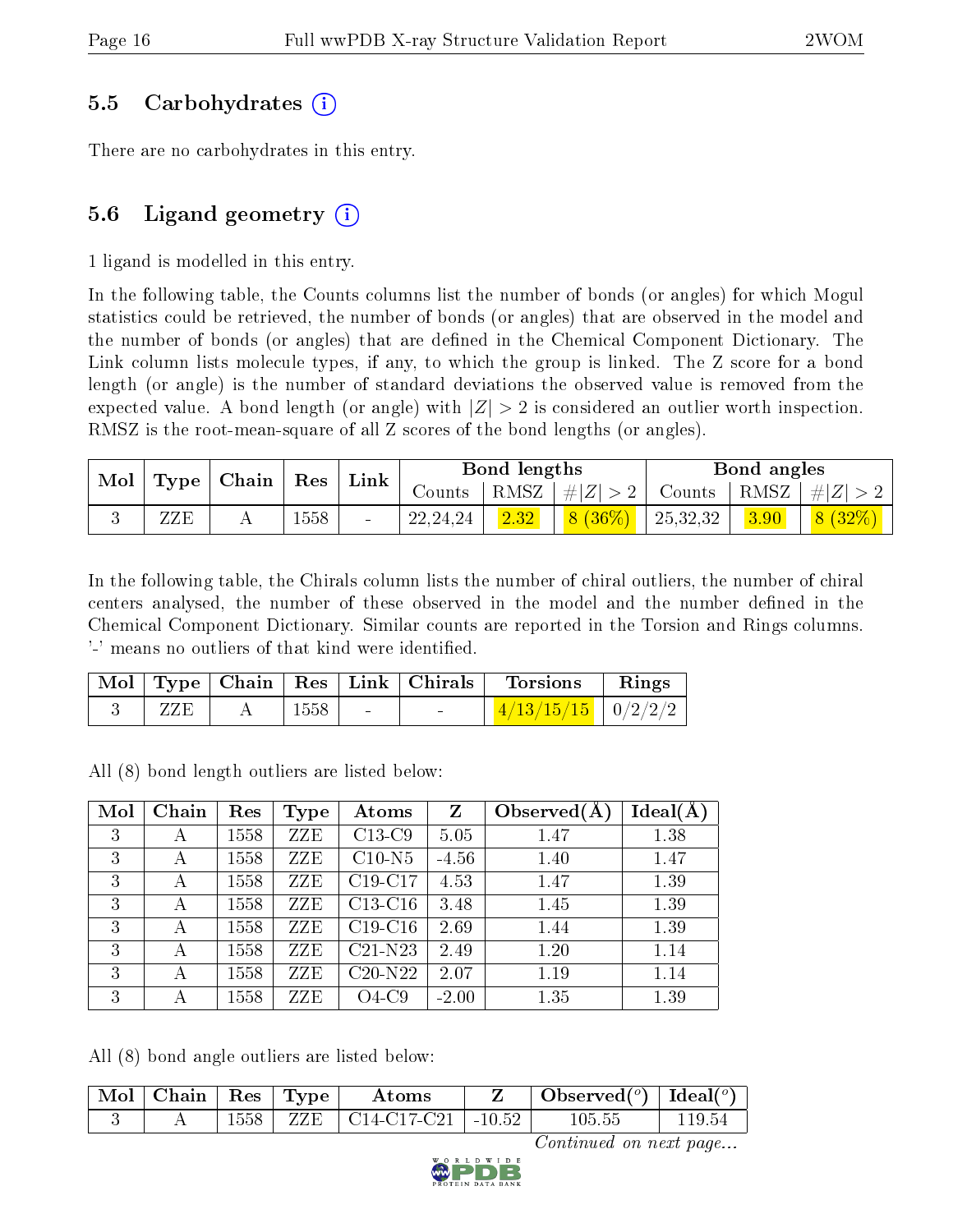### 5.5 Carbohydrates (i)

There are no carbohydrates in this entry.

### 5.6 Ligand geometry (i)

1 ligand is modelled in this entry.

In the following table, the Counts columns list the number of bonds (or angles) for which Mogul statistics could be retrieved, the number of bonds (or angles) that are observed in the model and the number of bonds (or angles) that are defined in the Chemical Component Dictionary. The Link column lists molecule types, if any, to which the group is linked. The Z score for a bond length (or angle) is the number of standard deviations the observed value is removed from the expected value. A bond length (or angle) with $|Z| > 2$ is considered an outlier worth inspection. RMSZ is the root-mean-square of all Z scores of the bond lengths (or angles).

| Mol | Type | Chain | Res | Link | Bond lengths | | | Bond angles | | |
|---|---|---|---|---|---|---|---|---|---|---|
| | | | | | Counts | RMSZ | $\#\|Z\| > 2$ | Counts | RMSZ | $\#\|Z\| > 2$ |
| 3 | ZZE | A | 1558 | - | 22,24,24 | 2.32 | 8 (36%) | 25,32,32 | 3.90 | 8 (32%) |

In the following table, the Chirals column lists the number of chiral outliers, the number of chiral centers analysed, the number of these observed in the model and the number defined in the Chemical Component Dictionary. Similar counts are reported in the Torsion and Rings columns. '-' means no outliers of that kind were identified.

| Mol | Type | Chain | Res | Link | Chirals | Torsions | Rings |
|---|---|---|---|---|---|---|---|
| 3 | ZZE | A | 1558 | - | - | 4/13/15/15 | 0/2/2/2 |

All (8) bond length outliers are listed below:

| Mol | Chain | Res | Type | Atoms | Z | Observed(Å) | Ideal(Å) |
|---|---|---|---|---|---|---|---|
| 3 | A | 1558 | ZZE | C13-C9 | 5.05 | 1.47 | 1.38 |
| 3 | A | 1558 | ZZE | C10-N5 | -4.56 | 1.40 | 1.47 |
| 3 | A | 1558 | ZZE | C19-C17 | 4.53 | 1.47 | 1.39 |
| 3 | A | 1558 | ZZE | C13-C16 | 3.48 | 1.45 | 1.39 |
| 3 | A | 1558 | ZZE | C19-C16 | 2.69 | 1.44 | 1.39 |
| 3 | A | 1558 | ZZE | C21-N23 | 2.49 | 1.20 | 1.14 |
| 3 | A | 1558 | ZZE | C20-N22 | 2.07 | 1.19 | 1.14 |
| 3 | A | 1558 | ZZE | O4-C9 | -2.00 | 1.35 | 1.39 |

All (8) bond angle outliers are listed below:

| Mol | Chain | Res | Type | Atoms | Z | Observed($^o$) | Ideal($^o$) |
|---|---|---|---|---|---|---|---|
| 3 | A | 1558 | ZZE | C14-C17-C21 | -10.52 | 105.55 | 119.54 |

*Continued on next page...*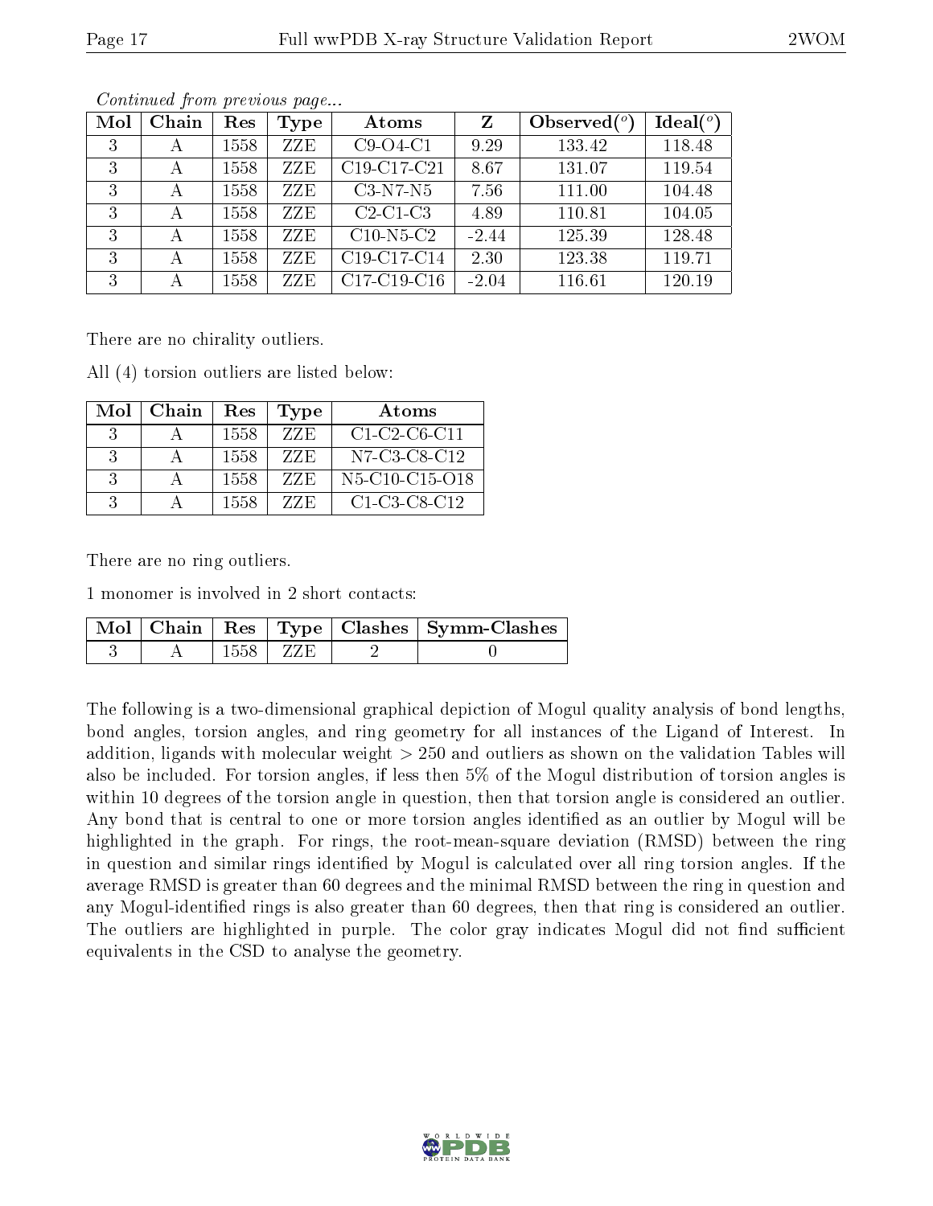*Continued from previous page...*

| Mol | Chain | Res | Type | Atoms | Z | Observed($^o$) | Ideal($^o$) |
|---|---|---|---|---|---|---|---|
| 3 | A | 1558 | ZZE | C9-O4-C1 | 9.29 | 133.42 | 118.48 |
| 3 | A | 1558 | ZZE | C19-C17-C21 | 8.67 | 131.07 | 119.54 |
| 3 | A | 1558 | ZZE | C3-N7-N5 | 7.56 | 111.00 | 104.48 |
| 3 | A | 1558 | ZZE | C2-C1-C3 | 4.89 | 110.81 | 104.05 |
| 3 | A | 1558 | ZZE | C10-N5-C2 | -2.44 | 125.39 | 128.48 |
| 3 | A | 1558 | ZZE | C19-C17-C14 | 2.30 | 123.38 | 119.71 |
| 3 | A | 1558 | ZZE | C17-C19-C16 | -2.04 | 116.61 | 120.19 |

There are no chirality outliers.

All (4) torsion outliers are listed below:

| Mol | Chain | Res | Type | Atoms |
|---|---|---|---|---|
| 3 | A | 1558 | ZZE | C1-C2-C6-C11 |
| 3 | A | 1558 | ZZE | N7-C3-C8-C12 |
| 3 | A | 1558 | ZZE | N5-C10-C15-O18 |
| 3 | A | 1558 | ZZE | C1-C3-C8-C12 |

There are no ring outliers.

1 monomer is involved in 2 short contacts:

| Mol | Chain | Res | Type | Clashes | Symm-Clashes |
|---|---|---|---|---|---|
| 3 | A | 1558 | ZZE | 2 | 0 |

The following is a two-dimensional graphical depiction of Mogul quality analysis of bond lengths, bond angles, torsion angles, and ring geometry for all instances of the Ligand of Interest. In addition, ligands with molecular weight > 250 and outliers as shown on the validation Tables will also be included. For torsion angles, if less then 5% of the Mogul distribution of torsion angles is within 10 degrees of the torsion angle in question, then that torsion angle is considered an outlier. Any bond that is central to one or more torsion angles identified as an outlier by Mogul will be highlighted in the graph. For rings, the root-mean-square deviation (RMSD) between the ring in question and similar rings identified by Mogul is calculated over all ring torsion angles. If the average RMSD is greater than 60 degrees and the minimal RMSD between the ring in question and any Mogul-identified rings is also greater than 60 degrees, then that ring is considered an outlier. The outliers are highlighted in purple. The color gray indicates Mogul did not find sufficient equivalents in the CSD to analyse the geometry.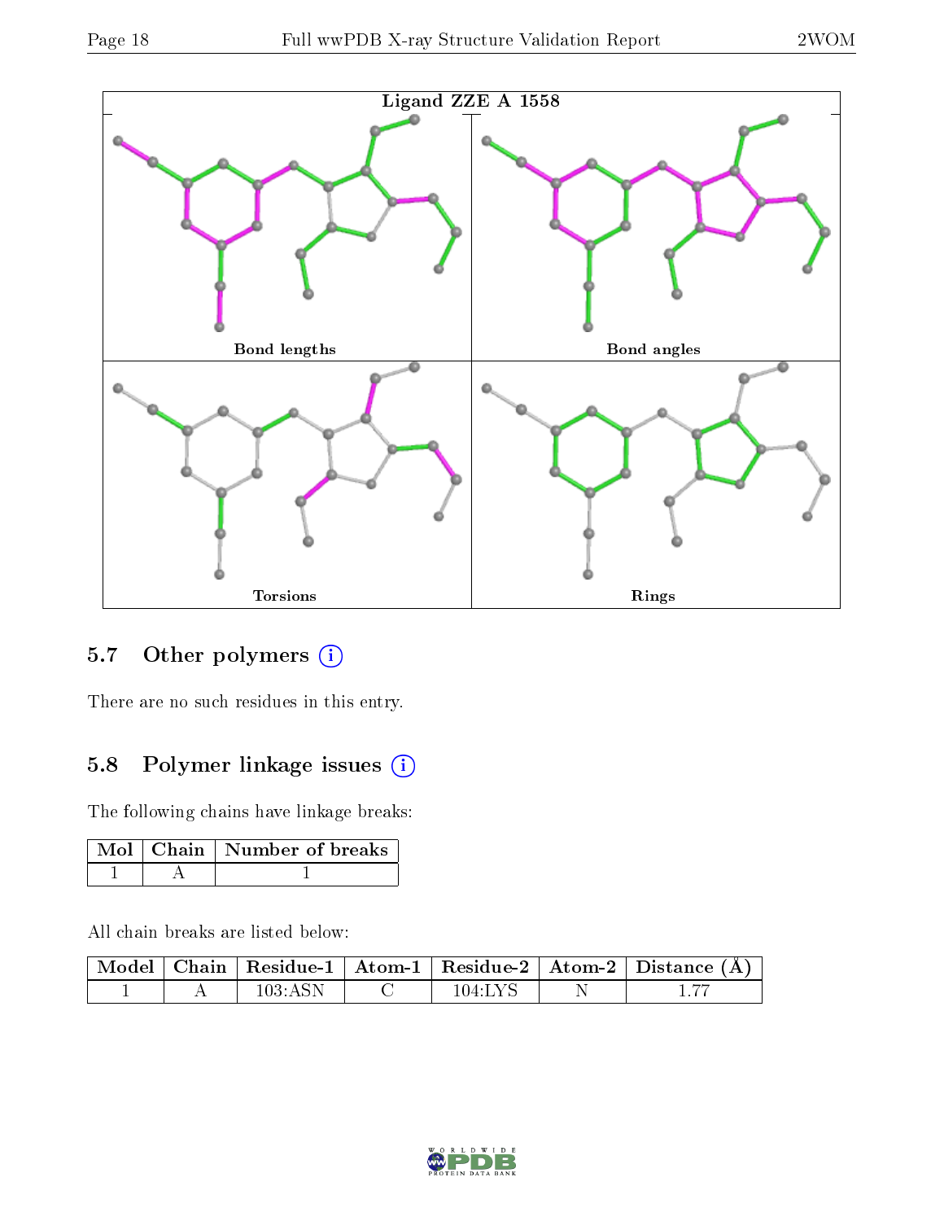Ligand ZZE A 1558

Bond lengths

Bond angles

Torsions

Rings

## 5.7 Other polymers

There are no such residues in this entry.

## 5.8 Polymer linkage issues

The following chains have linkage breaks:

| Mol | Chain | Number of breaks |
|---|---|---|
| 1 | A | 1 |

All chain breaks are listed below:

| Model | Chain | Residue-1 | Atom-1 | Residue-2 | Atom-2 | Distance (Å) |
|---|---|---|---|---|---|---|
| 1 | A | 103:ASN | C | 104:LYS | N | 1.77 |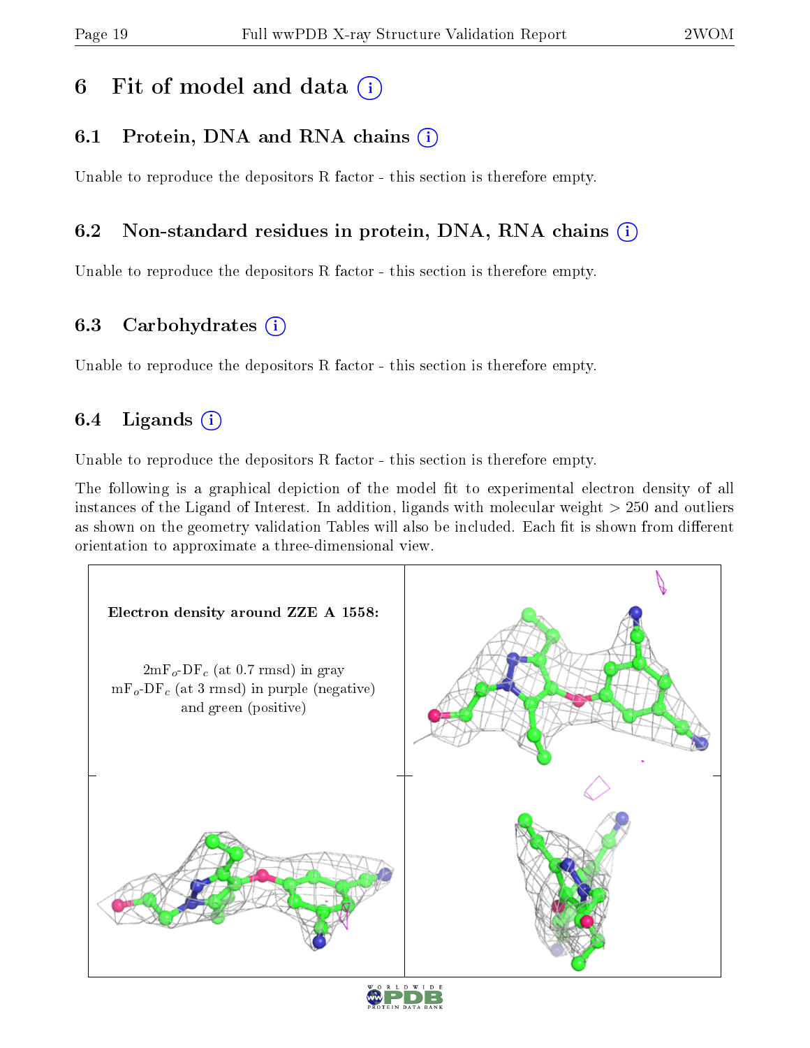# 6 Fit of model and data

## 6.1 Protein, DNA and RNA chains

Unable to reproduce the depositors R factor - this section is therefore empty.

## 6.2 Non-standard residues in protein, DNA, RNA chains

Unable to reproduce the depositors R factor - this section is therefore empty.

## 6.3 Carbohydrates

Unable to reproduce the depositors R factor - this section is therefore empty.

## 6.4 Ligands

Unable to reproduce the depositors R factor - this section is therefore empty.

The following is a graphical depiction of the model fit to experimental electron density of all instances of the Ligand of Interest. In addition, ligands with molecular weight > 250 and outliers as shown on the geometry validation Tables will also be included. Each fit is shown from different orientation to approximate a three-dimensional view.

**Electron density around ZZE A 1558:**

$2mF_o$-$DF_c$ (at 0.7 rmsd) in gray
$mF_o$-$DF_c$ (at 3 rmsd) in purple (negative) and green (positive)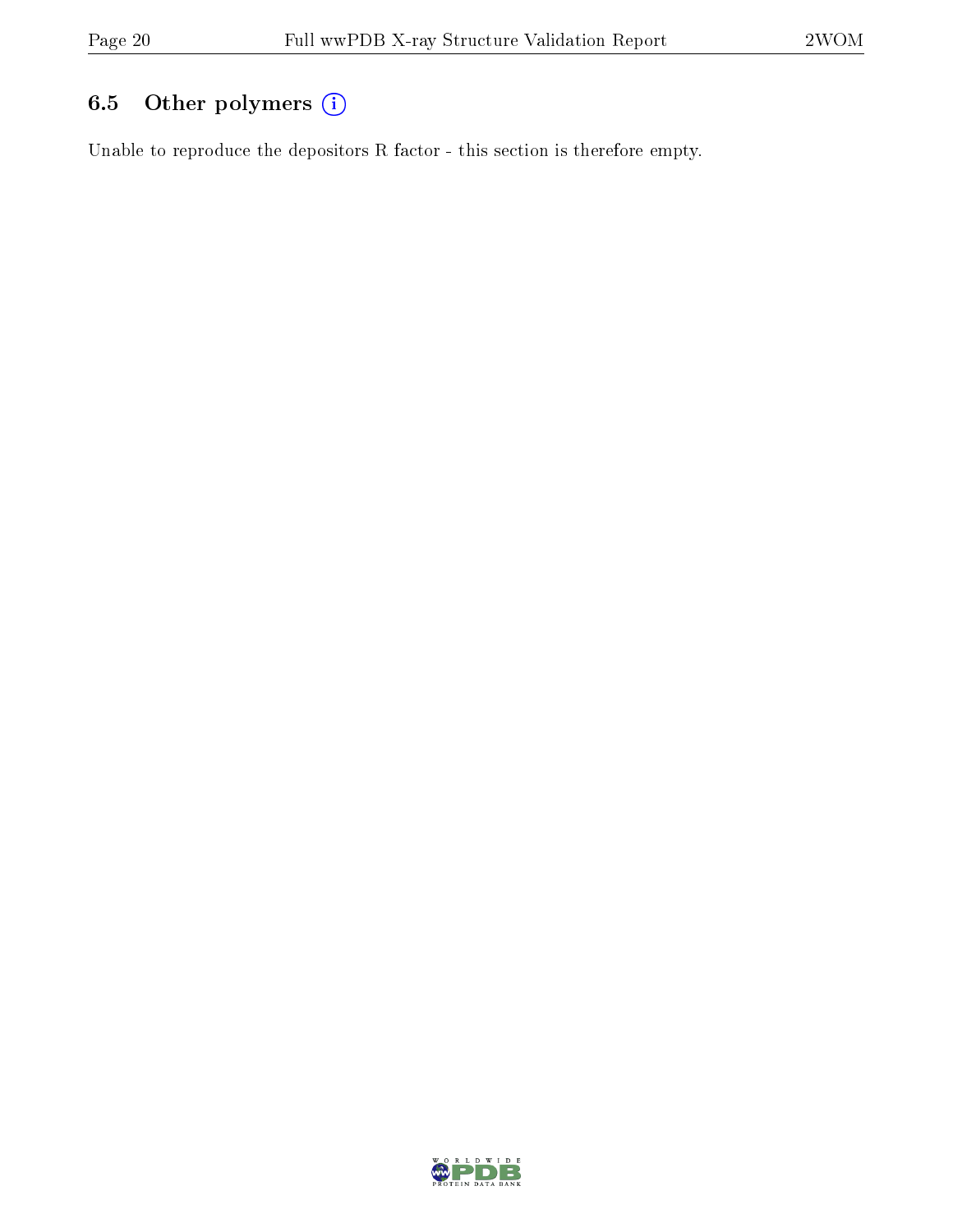## 6.5 Other polymers

Unable to reproduce the depositors R factor - this section is therefore empty.